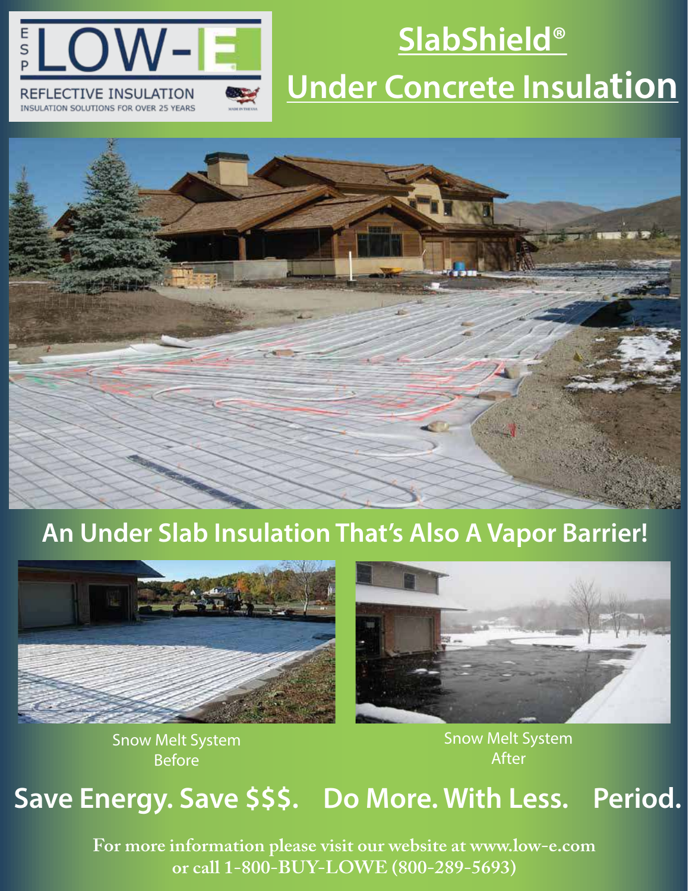LOW-E

REFLECTIVE INSULATION

INSULATION SOLUTIONS FOR OVER 25 YEARS

# SlabShield®
# Under Concrete Insulation

## An Under Slab Insulation That's Also A Vapor Barrier!

Snow Melt System
Before

Snow Melt System
After

## Save Energy. Save $$$. Do More. With Less. Period.

**For more information please visit our website at www.low-e.com or call 1-800-BUY-LOWE (800-289-5693)**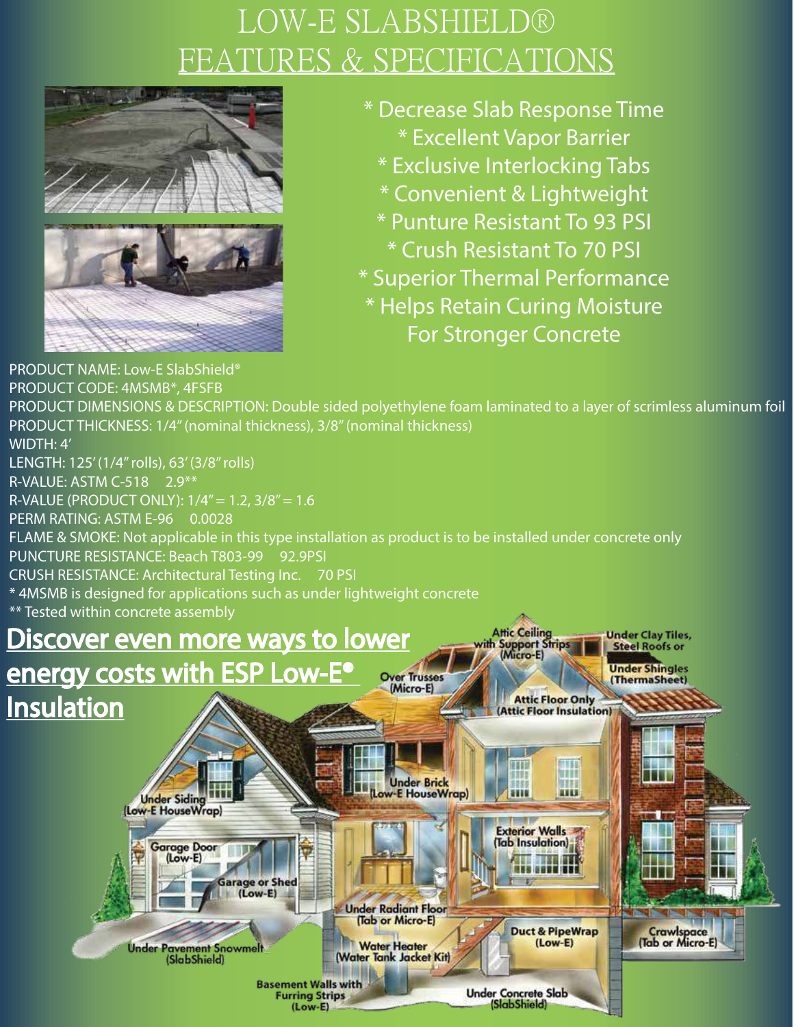# LOW-E SLABSHIELD® FEATURES & SPECIFICATIONS

* Decrease Slab Response Time
* Excellent Vapor Barrier
* Exclusive Interlocking Tabs
* Convenient & Lightweight
* Punture Resistant To 93 PSI
* Crush Resistant To 70 PSI
* Superior Thermal Performance
* Helps Retain Curing Moisture For Stronger Concrete

PRODUCT NAME: Low-E SlabShield®
PRODUCT CODE: 4MSMB*, 4FSFB
PRODUCT DIMENSIONS & DESCRIPTION: Double sided polyethylene foam laminated to a layer of scrimless aluminum foil
PRODUCT THICKNESS: 1/4" (nominal thickness), 3/8" (nominal thickness)
WIDTH: 4'
LENGTH: 125' (1/4" rolls), 63' (3/8" rolls)
R-VALUE: ASTM C-518 2.9**
R-VALUE (PRODUCT ONLY): 1/4" = 1.2, 3/8" = 1.6
PERM RATING: ASTM E-96 0.0028
FLAME & SMOKE: Not applicable in this type installation as product is to be installed under concrete only
PUNCTURE RESISTANCE: Beach T803-99 92.9PSI
CRUSH RESISTANCE: Architectural Testing Inc. 70 PSI
* 4MSMB is designed for applications such as under lightweight concrete
** Tested within concrete assembly

## Discover even more ways to lower energy costs with ESP Low-E® Insulation

Attic Ceiling with Support Strips (Micro-E)
Under Clay Tiles, Steel Roofs or Under Shingles (ThermaSheet)
Over Trusses (Micro-E)
Attic Floor Only (Attic Floor Insulation)
Under Brick (Low-E HouseWrap)
Under Siding (Low-E HouseWrap)
Exterior Walls (Tab Insulation)
Garage Door (Low-E)
Garage or Shed (Low-E)
Under Radiant Floor (Tab or Micro-E)
Duct & PipeWrap (Low-E)
Crawlspace (Tab or Micro-E)
Under Pavement Snowmelt (SlabShield)
Water Heater (Water Tank Jacket Kit)
Basement Walls with Furring Strips (Low-E)
Under Concrete Slab (SlabShield)